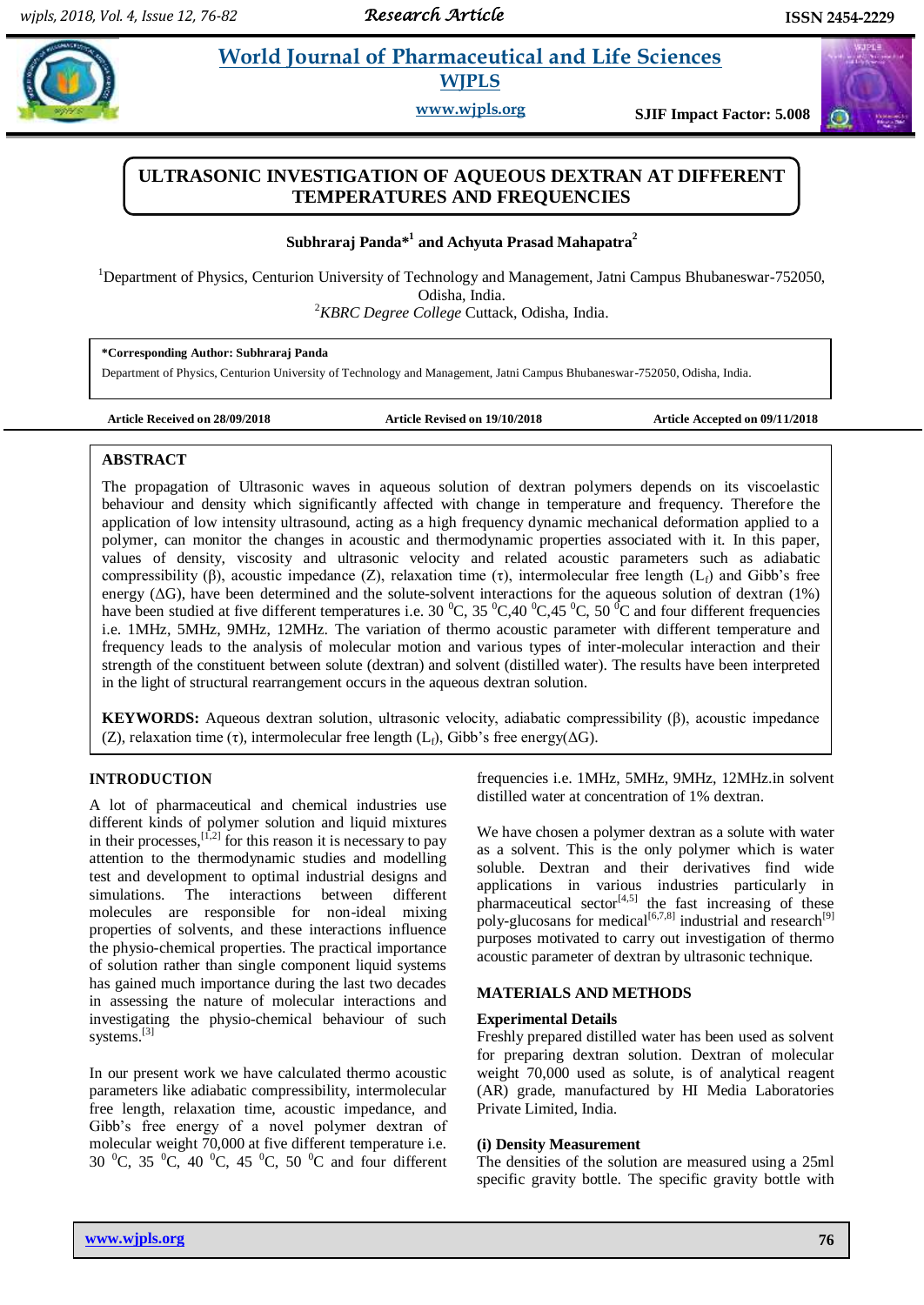# ULTRASONIC INVESTIGATION OF AQUEOUS DEXTRAN AT DIFFERENT TEMPERATURES AND FREQUENCIES

**Subhraraj Panda*[1] and Achyuta Prasad Mahapatra[2]**

[1]Department of Physics, Centurion University of Technology and Management, Jatni Campus Bhubaneswar-752050, Odisha, India.

[2]*KBRC Degree College* Cuttack, Odisha, India.

**\*Corresponding Author: Subhraraj Panda**

Department of Physics, Centurion University of Technology and Management, Jatni Campus Bhubaneswar-752050, Odisha, India.

**Article Received on 28/09/2018** **Article Revised on 19/10/2018** **Article Accepted on 09/11/2018**

## ABSTRACT

The propagation of Ultrasonic waves in aqueous solution of dextran polymers depends on its viscoelastic behaviour and density which significantly affected with change in temperature and frequency. Therefore the application of low intensity ultrasound, acting as a high frequency dynamic mechanical deformation applied to a polymer, can monitor the changes in acoustic and thermodynamic properties associated with it. In this paper, values of density, viscosity and ultrasonic velocity and related acoustic parameters such as adiabatic compressibility (β), acoustic impedance (Z), relaxation time (τ), intermolecular free length ($L_f$) and Gibb's free energy (ΔG), have been determined and the solute-solvent interactions for the aqueous solution of dextran (1%) have been studied at five different temperatures i.e. 30 $^0$C, 35 $^0$C,40 $^0$C,45 $^0$C, 50 $^0$C and four different frequencies i.e. 1MHz, 5MHz, 9MHz, 12MHz. The variation of thermo acoustic parameter with different temperature and frequency leads to the analysis of molecular motion and various types of inter-molecular interaction and their strength of the constituent between solute (dextran) and solvent (distilled water). The results have been interpreted in the light of structural rearrangement occurs in the aqueous dextran solution.

**KEYWORDS:** Aqueous dextran solution, ultrasonic velocity, adiabatic compressibility (β), acoustic impedance (Z), relaxation time (τ), intermolecular free length ($L_f$), Gibb's free energy(ΔG).

## INTRODUCTION

A lot of pharmaceutical and chemical industries use different kinds of polymer solution and liquid mixtures in their processes,[1,2] for this reason it is necessary to pay attention to the thermodynamic studies and modelling test and development to optimal industrial designs and simulations. The interactions between different molecules are responsible for non-ideal mixing properties of solvents, and these interactions influence the physio-chemical properties. The practical importance of solution rather than single component liquid systems has gained much importance during the last two decades in assessing the nature of molecular interactions and investigating the physio-chemical behaviour of such systems.[3]

In our present work we have calculated thermo acoustic parameters like adiabatic compressibility, intermolecular free length, relaxation time, acoustic impedance, and Gibb's free energy of a novel polymer dextran of molecular weight 70,000 at five different temperature i.e. 30 $^0$C, 35 $^0$C, 40 $^0$C, 45 $^0$C, 50 $^0$C and four different frequencies i.e. 1MHz, 5MHz, 9MHz, 12MHz.in solvent distilled water at concentration of 1% dextran.

We have chosen a polymer dextran as a solute with water as a solvent. This is the only polymer which is water soluble. Dextran and their derivatives find wide applications in various industries particularly in pharmaceutical sector[4,5] the fast increasing of these poly-glucosans for medical[6,7,8] industrial and research[9] purposes motivated to carry out investigation of thermo acoustic parameter of dextran by ultrasonic technique.

## MATERIALS AND METHODS

### Experimental Details

Freshly prepared distilled water has been used as solvent for preparing dextran solution. Dextran of molecular weight 70,000 used as solute, is of analytical reagent (AR) grade, manufactured by HI Media Laboratories Private Limited, India.

### (i) Density Measurement

The densities of the solution are measured using a 25ml specific gravity bottle. The specific gravity bottle with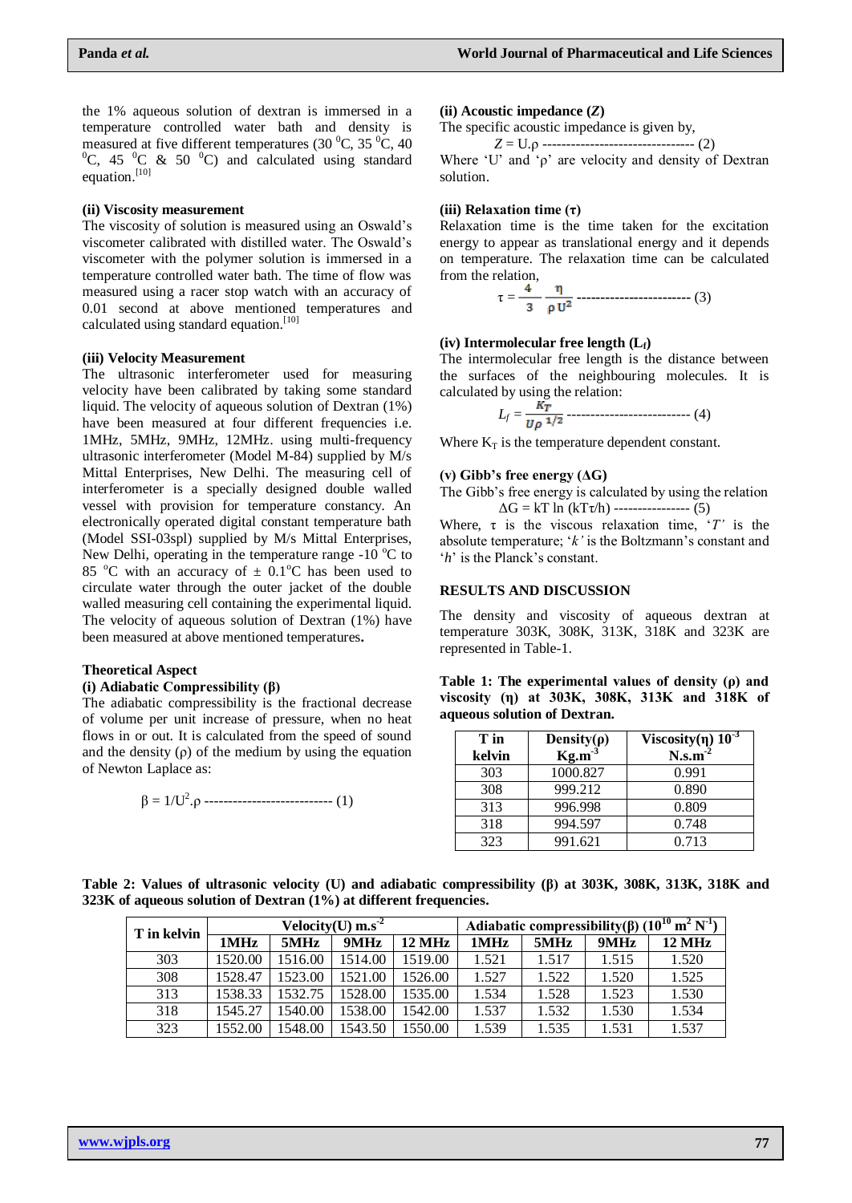the 1% aqueous solution of dextran is immersed in a temperature controlled water bath and density is measured at five different temperatures (30 $^0$C, 35 $^0$C, 40 $^0$C, 45 $^0$C & 50 $^0$C) and calculated using standard equation.[10]

### (ii) Viscosity measurement

The viscosity of solution is measured using an Oswald's viscometer calibrated with distilled water. The Oswald's viscometer with the polymer solution is immersed in a temperature controlled water bath. The time of flow was measured using a racer stop watch with an accuracy of 0.01 second at above mentioned temperatures and calculated using standard equation.[10]

### (iii) Velocity Measurement

The ultrasonic interferometer used for measuring velocity have been calibrated by taking some standard liquid. The velocity of aqueous solution of Dextran (1%) have been measured at four different frequencies i.e. 1MHz, 5MHz, 9MHz, 12MHz. using multi-frequency ultrasonic interferometer (Model M-84) supplied by M/s Mittal Enterprises, New Delhi. The measuring cell of interferometer is a specially designed double walled vessel with provision for temperature constancy. An electronically operated digital constant temperature bath (Model SSI-03spl) supplied by M/s Mittal Enterprises, New Delhi, operating in the temperature range -10 $^0$C to 85 $^o$C with an accuracy of ± 0.1$^o$C has been used to circulate water through the outer jacket of the double walled measuring cell containing the experimental liquid. The velocity of aqueous solution of Dextran (1%) have been measured at above mentioned temperatures**.**

### Theoretical Aspect

#### (i) Adiabatic Compressibility (β)

The adiabatic compressibility is the fractional decrease of volume per unit increase of pressure, when no heat flows in or out. It is calculated from the speed of sound and the density (ρ) of the medium by using the equation of Newton Laplace as:

$$\beta = 1/U^2.\rho \quad \text{-------------------------- (1)}$$

#### (ii) Acoustic impedance (*Z*)

The specific acoustic impedance is given by,

$$Z = U.\rho \quad \text{-------------------------------- (2)}$$

Where 'U' and 'ρ' are velocity and density of Dextran solution.

#### (iii) Relaxation time (τ)

Relaxation time is the time taken for the excitation energy to appear as translational energy and it depends on temperature. The relaxation time can be calculated from the relation,

$$\tau = \frac{4}{3}\frac{\eta}{\rho U^2} \quad \text{------------------------ (3)}$$

#### (iv) Intermolecular free length ($L_f$)

The intermolecular free length is the distance between the surfaces of the neighbouring molecules. It is calculated by using the relation:

$$L_f = \frac{K_T}{U\rho^{1/2}} \quad \text{------------------------- (4)}$$

Where $K_T$ is the temperature dependent constant.

#### (v) Gibb's free energy (ΔG)

The Gibb's free energy is calculated by using the relation

$$\Delta G = kT \ln (kT\tau/h) \quad \text{---------------- (5)}$$

Where, τ is the viscous relaxation time, '*T*' is the absolute temperature; '*k'* is the Boltzmann's constant and '*h*' is the Planck's constant.

## RESULTS AND DISCUSSION

The density and viscosity of aqueous dextran at temperature 303K, 308K, 313K, 318K and 323K are represented in Table-1.

**Table 1: The experimental values of density (ρ) and viscosity (η) at 303K, 308K, 313K and 318K of aqueous solution of Dextran.**

| T in kelvin | Density(ρ) $Kg.m^{-3}$ | Viscosity(η) $10^{-3}$ $N.s.m^{-2}$ |
|---|---|---|
| 303 | 1000.827 | 0.991 |
| 308 | 999.212 | 0.890 |
| 313 | 996.998 | 0.809 |
| 318 | 994.597 | 0.748 |
| 323 | 991.621 | 0.713 |

**Table 2: Values of ultrasonic velocity (U) and adiabatic compressibility (β) at 303K, 308K, 313K, 318K and 323K of aqueous solution of Dextran (1%) at different frequencies.**

| T in kelvin | Velocity(U) $m.s^{-2}$ | | | | Adiabatic compressibility(β) ($10^{10}$ $m^2$ $N^{-1}$) | | | |
|---|---|---|---|---|---|---|---|---|
| | 1MHz | 5MHz | 9MHz | 12 MHz | 1MHz | 5MHz | 9MHz | 12 MHz |
| 303 | 1520.00 | 1516.00 | 1514.00 | 1519.00 | 1.521 | 1.517 | 1.515 | 1.520 |
| 308 | 1528.47 | 1523.00 | 1521.00 | 1526.00 | 1.527 | 1.522 | 1.520 | 1.525 |
| 313 | 1538.33 | 1532.75 | 1528.00 | 1535.00 | 1.534 | 1.528 | 1.523 | 1.530 |
| 318 | 1545.27 | 1540.00 | 1538.00 | 1542.00 | 1.537 | 1.532 | 1.530 | 1.534 |
| 323 | 1552.00 | 1548.00 | 1543.50 | 1550.00 | 1.539 | 1.535 | 1.531 | 1.537 |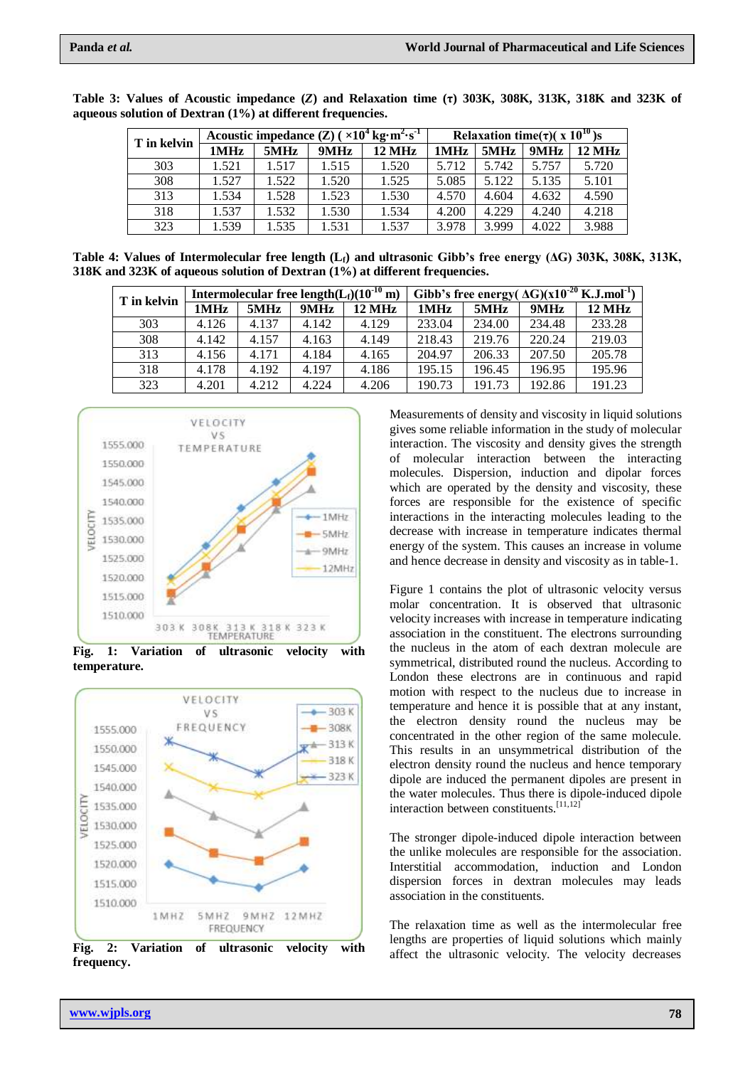**Table 3: Values of Acoustic impedance (Z) and Relaxation time (τ) 303K, 308K, 313K, 318K and 323K of aqueous solution of Dextran (1%) at different frequencies.**

| T in kelvin | Acoustic impedance (Z) ( $\times10^4$ kg·m$^2$·s$^{-1}$ | | | | Relaxation time(τ)( x $10^{10}$ )s | | | |
|---|---|---|---|---|---|---|---|---|
| | 1MHz | 5MHz | 9MHz | 12 MHz | 1MHz | 5MHz | 9MHz | 12 MHz |
| 303 | 1.521 | 1.517 | 1.515 | 1.520 | 5.712 | 5.742 | 5.757 | 5.720 |
| 308 | 1.527 | 1.522 | 1.520 | 1.525 | 5.085 | 5.122 | 5.135 | 5.101 |
| 313 | 1.534 | 1.528 | 1.523 | 1.530 | 4.570 | 4.604 | 4.632 | 4.590 |
| 318 | 1.537 | 1.532 | 1.530 | 1.534 | 4.200 | 4.229 | 4.240 | 4.218 |
| 323 | 1.539 | 1.535 | 1.531 | 1.537 | 3.978 | 3.999 | 4.022 | 3.988 |

**Table 4: Values of Intermolecular free length ($L_f$) and ultrasonic Gibb's free energy (ΔG) 303K, 308K, 313K, 318K and 323K of aqueous solution of Dextran (1%) at different frequencies.**

| T in kelvin | Intermolecular free length($L_f$)($10^{-10}$ m) | | | | Gibb's free energy( ΔG)(x$10^{-20}$ K.J.mol$^{-1}$) | | | |
|---|---|---|---|---|---|---|---|---|
| | 1MHz | 5MHz | 9MHz | 12 MHz | 1MHz | 5MHz | 9MHz | 12 MHz |
| 303 | 4.126 | 4.137 | 4.142 | 4.129 | 233.04 | 234.00 | 234.48 | 233.28 |
| 308 | 4.142 | 4.157 | 4.163 | 4.149 | 218.43 | 219.76 | 220.24 | 219.03 |
| 313 | 4.156 | 4.171 | 4.184 | 4.165 | 204.97 | 206.33 | 207.50 | 205.78 |
| 318 | 4.178 | 4.192 | 4.197 | 4.186 | 195.15 | 196.45 | 196.95 | 195.96 |
| 323 | 4.201 | 4.212 | 4.224 | 4.206 | 190.73 | 191.73 | 192.86 | 191.23 |

**Fig. 1: Variation of ultrasonic velocity with temperature.**

**Fig. 2: Variation of ultrasonic velocity with frequency.**

Measurements of density and viscosity in liquid solutions gives some reliable information in the study of molecular interaction. The viscosity and density gives the strength of molecular interaction between the interacting molecules. Dispersion, induction and dipolar forces which are operated by the density and viscosity, these forces are responsible for the existence of specific interactions in the interacting molecules leading to the decrease with increase in temperature indicates thermal energy of the system. This causes an increase in volume and hence decrease in density and viscosity as in table-1.

Figure 1 contains the plot of ultrasonic velocity versus molar concentration. It is observed that ultrasonic velocity increases with increase in temperature indicating association in the constituent. The electrons surrounding the nucleus in the atom of each dextran molecule are symmetrical, distributed round the nucleus. According to London these electrons are in continuous and rapid motion with respect to the nucleus due to increase in temperature and hence it is possible that at any instant, the electron density round the nucleus may be concentrated in the other region of the same molecule. This results in an unsymmetrical distribution of the electron density round the nucleus and hence temporary dipole are induced the permanent dipoles are present in the water molecules. Thus there is dipole-induced dipole interaction between constituents.[11,12]

The stronger dipole-induced dipole interaction between the unlike molecules are responsible for the association. Interstitial accommodation, induction and London dispersion forces in dextran molecules may leads association in the constituents.

The relaxation time as well as the intermolecular free lengths are properties of liquid solutions which mainly affect the ultrasonic velocity. The velocity decreases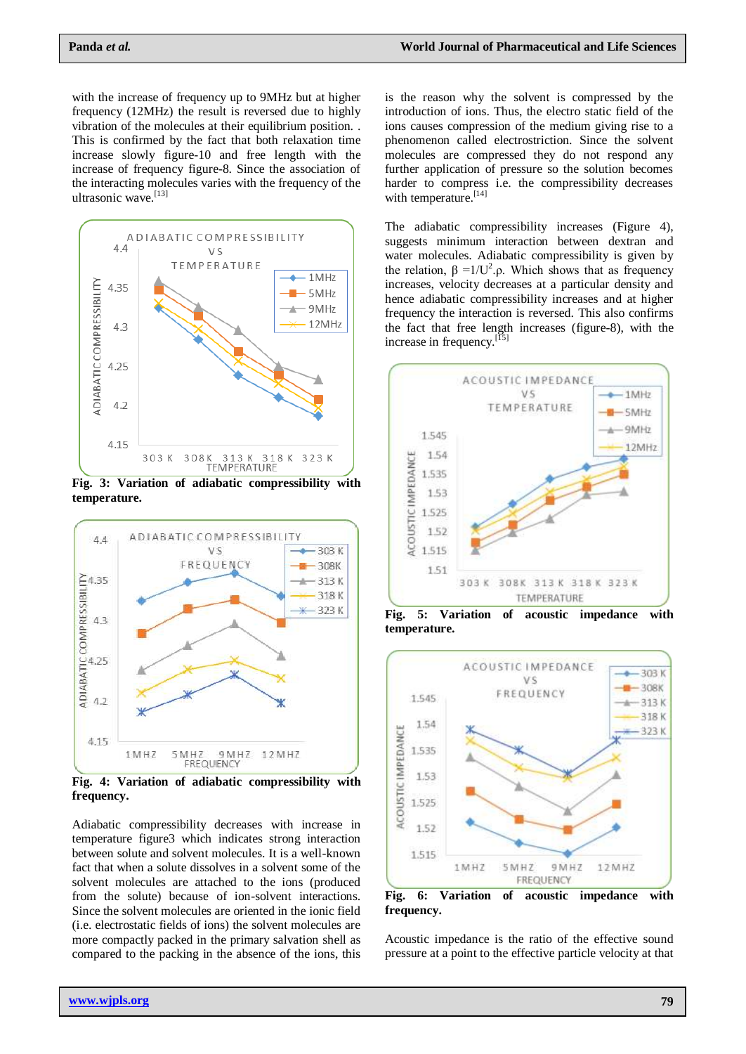with the increase of frequency up to 9MHz but at higher frequency (12MHz) the result is reversed due to highly vibration of the molecules at their equilibrium position. . This is confirmed by the fact that both relaxation time increase slowly figure-10 and free length with the increase of frequency figure-8. Since the association of the interacting molecules varies with the frequency of the ultrasonic wave.[13]

**Fig. 3: Variation of adiabatic compressibility with temperature.**

**Fig. 4: Variation of adiabatic compressibility with frequency.**

Adiabatic compressibility decreases with increase in temperature figure3 which indicates strong interaction between solute and solvent molecules. It is a well-known fact that when a solute dissolves in a solvent some of the solvent molecules are attached to the ions (produced from the solute) because of ion-solvent interactions. Since the solvent molecules are oriented in the ionic field (i.e. electrostatic fields of ions) the solvent molecules are more compactly packed in the primary salvation shell as compared to the packing in the absence of the ions, this is the reason why the solvent is compressed by the introduction of ions. Thus, the electro static field of the ions causes compression of the medium giving rise to a phenomenon called electrostriction. Since the solvent molecules are compressed they do not respond any further application of pressure so the solution becomes harder to compress i.e. the compressibility decreases with temperature.[14]

The adiabatic compressibility increases (Figure 4), suggests minimum interaction between dextran and water molecules. Adiabatic compressibility is given by the relation, $\beta = 1/U^2.\rho$. Which shows that as frequency increases, velocity decreases at a particular density and hence adiabatic compressibility increases and at higher frequency the interaction is reversed. This also confirms the fact that free length increases (figure-8), with the increase in frequency.[15]

**Fig. 5: Variation of acoustic impedance with temperature.**

**Fig. 6: Variation of acoustic impedance with frequency.**

Acoustic impedance is the ratio of the effective sound pressure at a point to the effective particle velocity at that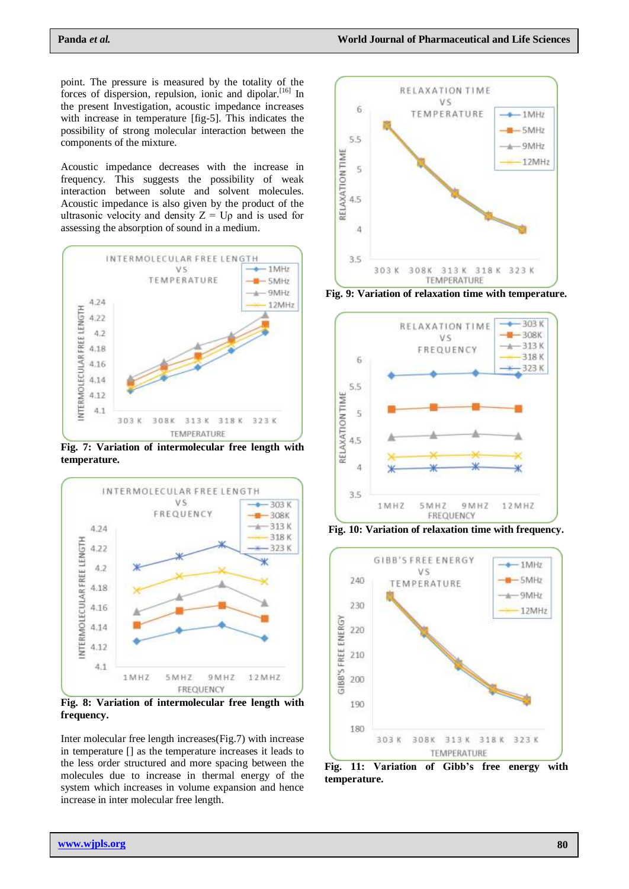point. The pressure is measured by the totality of the forces of dispersion, repulsion, ionic and dipolar.[16] In the present Investigation, acoustic impedance increases with increase in temperature [fig-5]. This indicates the possibility of strong molecular interaction between the components of the mixture.

Acoustic impedance decreases with the increase in frequency. This suggests the possibility of weak interaction between solute and solvent molecules. Acoustic impedance is also given by the product of the ultrasonic velocity and density $Z = U\rho$ and is used for assessing the absorption of sound in a medium.

**Fig. 7: Variation of intermolecular free length with temperature.**

**Fig. 8: Variation of intermolecular free length with frequency.**

Inter molecular free length increases(Fig.7) with increase in temperature [] as the temperature increases it leads to the less order structured and more spacing between the molecules due to increase in thermal energy of the system which increases in volume expansion and hence increase in inter molecular free length.

**Fig. 9: Variation of relaxation time with temperature.**

**Fig. 10: Variation of relaxation time with frequency.**

**Fig. 11: Variation of Gibb's free energy with temperature.**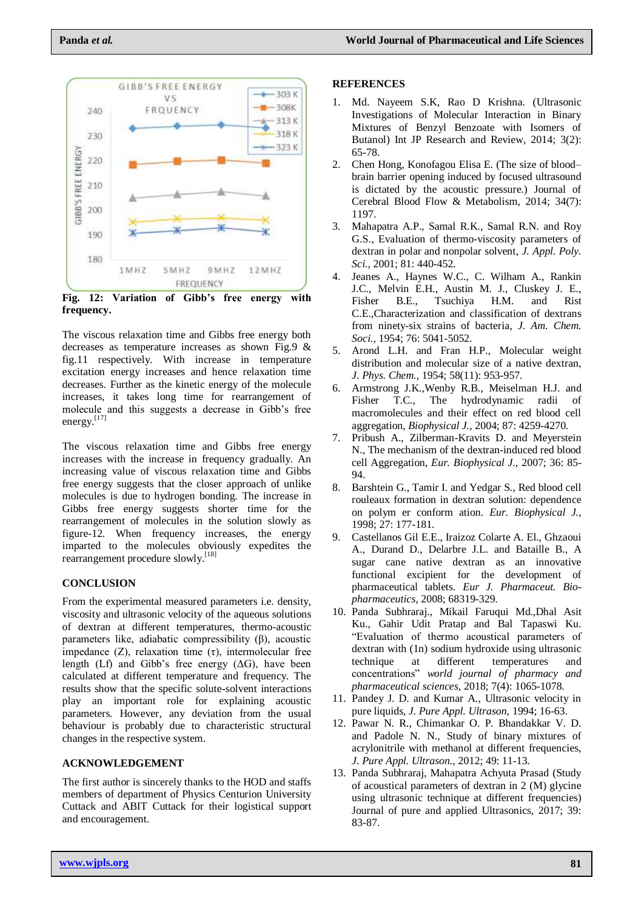Fig. 12: Variation of Gibb's free energy with frequency.

The viscous relaxation time and Gibbs free energy both decreases as temperature increases as shown Fig.9 & fig.11 respectively. With increase in temperature excitation energy increases and hence relaxation time decreases. Further as the kinetic energy of the molecule increases, it takes long time for rearrangement of molecule and this suggests a decrease in Gibb's free energy.[17]

The viscous relaxation time and Gibbs free energy increases with the increase in frequency gradually. An increasing value of viscous relaxation time and Gibbs free energy suggests that the closer approach of unlike molecules is due to hydrogen bonding. The increase in Gibbs free energy suggests shorter time for the rearrangement of molecules in the solution slowly as figure-12. When frequency increases, the energy imparted to the molecules obviously expedites the rearrangement procedure slowly.[18]

## CONCLUSION

From the experimental measured parameters i.e. density, viscosity and ultrasonic velocity of the aqueous solutions of dextran at different temperatures, thermo-acoustic parameters like, adiabatic compressibility (β), acoustic impedance (Z), relaxation time (τ), intermolecular free length (Lf) and Gibb's free energy (ΔG), have been calculated at different temperature and frequency. The results show that the specific solute-solvent interactions play an important role for explaining acoustic parameters. However, any deviation from the usual behaviour is probably due to characteristic structural changes in the respective system.

## ACKNOWLEDGEMENT

The first author is sincerely thanks to the HOD and staffs members of department of Physics Centurion University Cuttack and ABIT Cuttack for their logistical support and encouragement.

## REFERENCES

1. Md. Nayeem S.K, Rao D Krishna. (Ultrasonic Investigations of Molecular Interaction in Binary Mixtures of Benzyl Benzoate with Isomers of Butanol) Int JP Research and Review, 2014; 3(2): 65-78.
2. Chen Hong, Konofagou Elisa E. (The size of blood–brain barrier opening induced by focused ultrasound is dictated by the acoustic pressure.) Journal of Cerebral Blood Flow & Metabolism, 2014; 34(7): 1197.
3. Mahapatra A.P., Samal R.K., Samal R.N. and Roy G.S., Evaluation of thermo-viscosity parameters of dextran in polar and nonpolar solvent, *J. Appl. Poly. Sci.*, 2001; 81: 440-452.
4. Jeanes A., Haynes W.C., C. Wilham A., Rankin J.C., Melvin E.H., Austin M. J., Cluskey J. E., Fisher B.E., Tsuchiya H.M. and Rist C.E.,Characterization and classification of dextrans from ninety-six strains of bacteria, *J. Am. Chem. Soci.*, 1954; 76: 5041-5052.
5. Arond L.H. and Fran H.P., Molecular weight distribution and molecular size of a native dextran, *J. Phys. Chem.*, 1954; 58(11): 953-957.
6. Armstrong J.K.,Wenby R.B., Meiselman H.J. and Fisher T.C., The hydrodynamic radii of macromolecules and their effect on red blood cell aggregation, *Biophysical J.*, 2004; 87: 4259-4270.
7. Pribush A., Zilberman-Kravits D. and Meyerstein N., The mechanism of the dextran-induced red blood cell Aggregation, *Eur. Biophysical J.*, 2007; 36: 85-94.
8. Barshtein G., Tamir I. and Yedgar S., Red blood cell rouleaux formation in dextran solution: dependence on polym er conform ation. *Eur. Biophysical J.*, 1998; 27: 177-181.
9. Castellanos Gil E.E., Iraizoz Colarte A. El., Ghzaoui A., Durand D., Delarbre J.L. and Bataille B., A sugar cane native dextran as an innovative functional excipient for the development of pharmaceutical tablets. *Eur J. Pharmaceut. Bio-pharmaceutics*, 2008; 68319-329.
10. Panda Subhraraj., Mikail Faruqui Md.,Dhal Asit Ku., Gahir Udit Pratap and Bal Tapaswi Ku. "Evaluation of thermo acoustical parameters of dextran with (1n) sodium hydroxide using ultrasonic technique at different temperatures and concentrations" *world journal of pharmacy and pharmaceutical sciences*, 2018; 7(4): 1065-1078.
11. Pandey J. D. and Kumar A., Ultrasonic velocity in pure liquids, *J. Pure Appl. Ultrason*, 1994; 16-63.
12. Pawar N. R., Chimankar O. P. Bhandakkar V. D. and Padole N. N., Study of binary mixtures of acrylonitrile with methanol at different frequencies, *J. Pure Appl. Ultrason.*, 2012; 49: 11-13.
13. Panda Subhraraj, Mahapatra Achyuta Prasad (Study of acoustical parameters of dextran in 2 (M) glycine using ultrasonic technique at different frequencies) Journal of pure and applied Ultrasonics, 2017; 39: 83-87.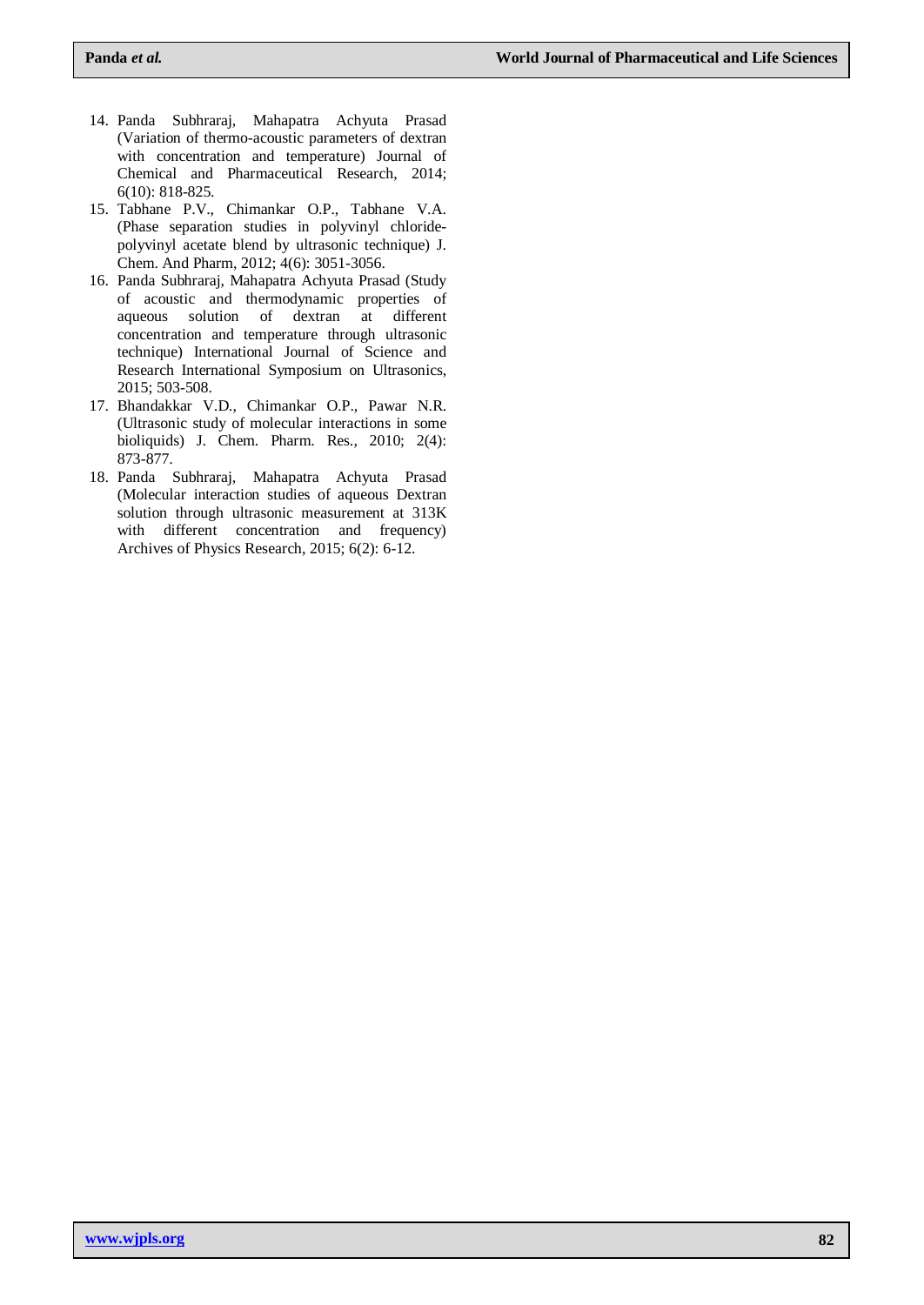14. Panda Subhraraj, Mahapatra Achyuta Prasad (Variation of thermo-acoustic parameters of dextran with concentration and temperature) Journal of Chemical and Pharmaceutical Research, 2014; 6(10): 818-825.
15. Tabhane P.V., Chimankar O.P., Tabhane V.A. (Phase separation studies in polyvinyl chloride-polyvinyl acetate blend by ultrasonic technique) J. Chem. And Pharm, 2012; 4(6): 3051-3056.
16. Panda Subhraraj, Mahapatra Achyuta Prasad (Study of acoustic and thermodynamic properties of aqueous solution of dextran at different concentration and temperature through ultrasonic technique) International Journal of Science and Research International Symposium on Ultrasonics, 2015; 503-508.
17. Bhandakkar V.D., Chimankar O.P., Pawar N.R. (Ultrasonic study of molecular interactions in some bioliquids) J. Chem. Pharm. Res., 2010; 2(4): 873-877.
18. Panda Subhraraj, Mahapatra Achyuta Prasad (Molecular interaction studies of aqueous Dextran solution through ultrasonic measurement at 313K with different concentration and frequency) Archives of Physics Research, 2015; 6(2): 6-12.